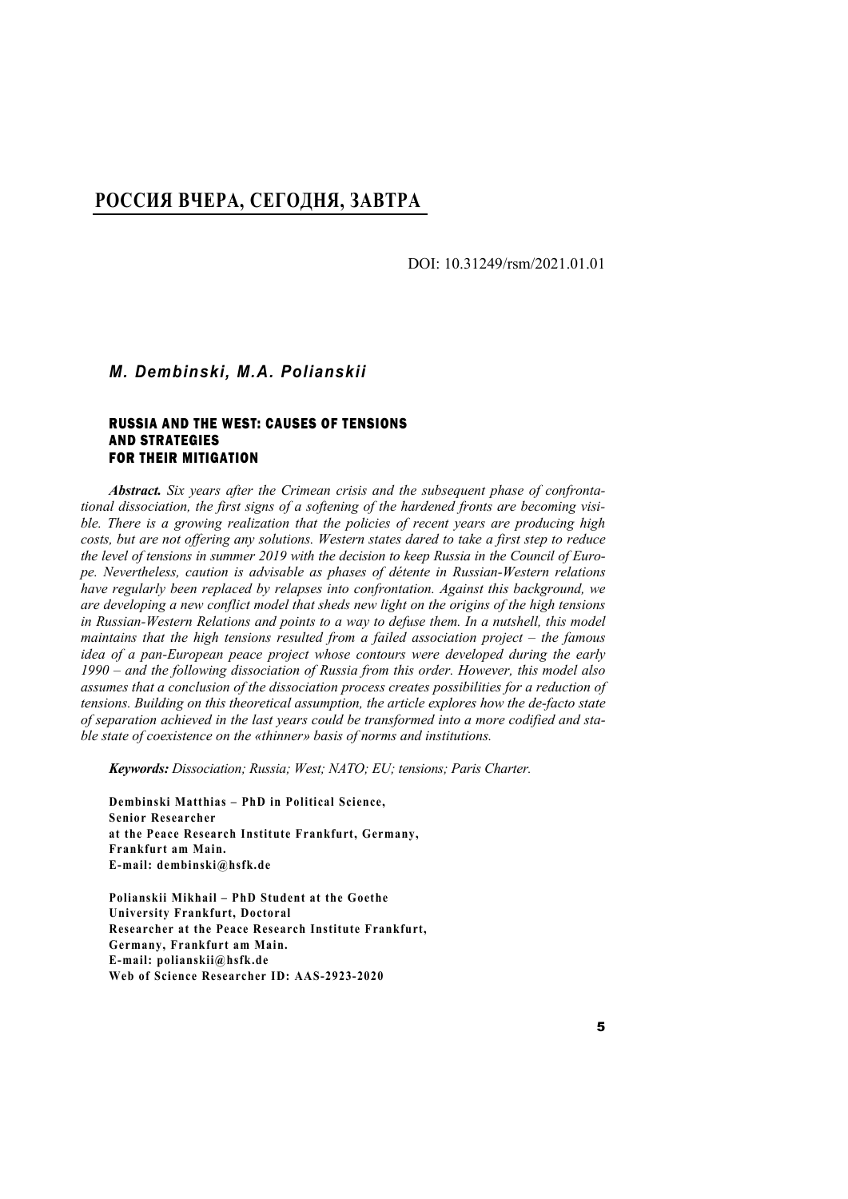## РОССИЯ ВЧЕРА, СЕГОДНЯ, ЗАВТРА

DOI: 10.31249/rsm/2021.01.01

***M. Dembinski, M.A. Polianskii***

# RUSSIA AND THE WEST: CAUSES OF TENSIONS AND STRATEGIES FOR THEIR MITIGATION

***Abstract.*** *Six years after the Crimean crisis and the subsequent phase of confrontational dissociation, the first signs of a softening of the hardened fronts are becoming visible. There is a growing realization that the policies of recent years are producing high costs, but are not offering any solutions. Western states dared to take a first step to reduce the level of tensions in summer 2019 with the decision to keep Russia in the Council of Europe. Nevertheless, caution is advisable as phases of détente in Russian-Western relations have regularly been replaced by relapses into confrontation. Against this background, we are developing a new conflict model that sheds new light on the origins of the high tensions in Russian-Western Relations and points to a way to defuse them. In a nutshell, this model maintains that the high tensions resulted from a failed association project – the famous idea of a pan-European peace project whose contours were developed during the early 1990 – and the following dissociation of Russia from this order. However, this model also assumes that a conclusion of the dissociation process creates possibilities for a reduction of tensions. Building on this theoretical assumption, the article explores how the de-facto state of separation achieved in the last years could be transformed into a more codified and stable state of coexistence on the «thinner» basis of norms and institutions.*

***Keywords:*** *Dissociation; Russia; West; NATO; EU; tensions; Paris Charter.*

**Dembinski Matthias – PhD in Political Science, Senior Researcher at the Peace Research Institute Frankfurt, Germany, Frankfurt am Main. E-mail: dembinski@hsfk.de**

**Polianskii Mikhail – PhD Student at the Goethe University Frankfurt, Doctoral Researcher at the Peace Research Institute Frankfurt, Germany, Frankfurt am Main. E-mail: polianskii@hsfk.de Web of Science Researcher ID: AAS-2923-2020**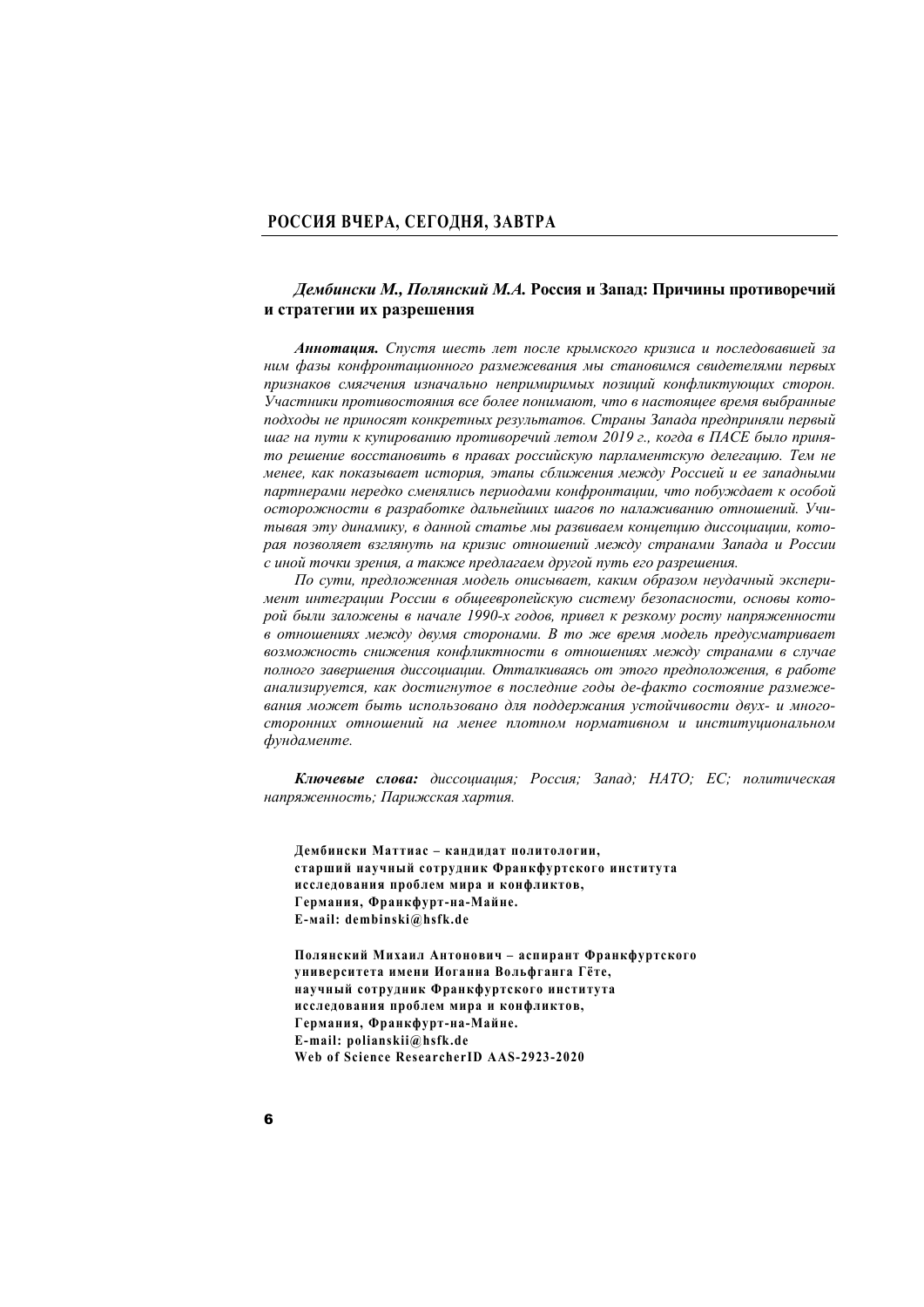## РОССИЯ ВЧЕРА, СЕГОДНЯ, ЗАВТРА

### *Дембински М., Полянский М.А.* Россия и Запад: Причины противоречий и стратегии их разрешения

***Аннотация.*** *Спустя шесть лет после крымского кризиса и последовавшей за ним фазы конфронтационного размежевания мы становимся свидетелями первых признаков смягчения изначально непримиримых позиций конфликтующих сторон. Участники противостояния все более понимают, что в настоящее время выбранные подходы не приносят конкретных результатов. Страны Запада предприняли первый шаг на пути к купированию противоречий летом 2019 г., когда в ПАСЕ было принято решение восстановить в правах российскую парламентскую делегацию. Тем не менее, как показывает история, этапы сближения между Россией и ее западными партнерами нередко сменялись периодами конфронтации, что побуждает к особой осторожности в разработке дальнейших шагов по налаживанию отношений. Учитывая эту динамику, в данной статье мы развиваем концепцию диссоциации, которая позволяет взглянуть на кризис отношений между странами Запада и России с иной точки зрения, а также предлагаем другой путь его разрешения.*

*По сути, предложенная модель описывает, каким образом неудачный эксперимент интеграции России в общеевропейскую систему безопасности, основы которой были заложены в начале 1990-х годов, привел к резкому росту напряженности в отношениях между двумя сторонами. В то же время модель предусматривает возможность снижения конфликтности в отношениях между странами в случае полного завершения диссоциации. Отталкиваясь от этого предположения, в работе анализируется, как достигнутое в последние годы де-факто состояние размежевания может быть использовано для поддержания устойчивости двух- и многосторонних отношений на менее плотном нормативном и институциональном фундаменте.*

***Ключевые слова:*** *диссоциация; Россия; Запад; НАТО; ЕС; политическая напряженность; Парижская хартия.*

**Дембински Маттиас – кандидат политологии,**
**старший научный сотрудник Франкфуртского института**
**исследования проблем мира и конфликтов,**
**Германия, Франкфурт-на-Майне.**
**E-mail: dembinski@hsfk.de**

**Полянский Михаил Антонович – аспирант Франкфуртского**
**университета имени Иоганна Вольфганга Гёте,**
**научный сотрудник Франкфуртского института**
**исследования проблем мира и конфликтов,**
**Германия, Франкфурт-на-Майне.**
**E-mail: polianskii@hsfk.de**
**Web of Science ResearcherID AAS-2923-2020**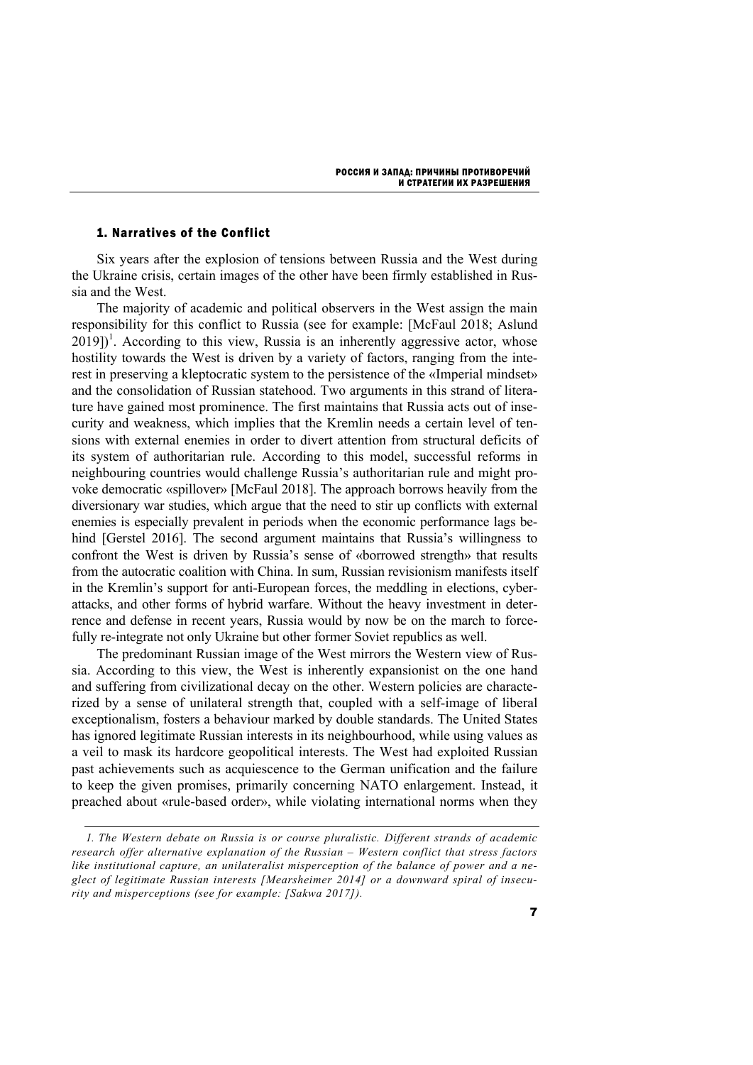## 1. Narratives of the Conflict

Six years after the explosion of tensions between Russia and the West during the Ukraine crisis, certain images of the other have been firmly established in Russia and the West.

The majority of academic and political observers in the West assign the main responsibility for this conflict to Russia (see for example: [McFaul 2018; Aslund 2019])[1]. According to this view, Russia is an inherently aggressive actor, whose hostility towards the West is driven by a variety of factors, ranging from the interest in preserving a kleptocratic system to the persistence of the «Imperial mindset» and the consolidation of Russian statehood. Two arguments in this strand of literature have gained most prominence. The first maintains that Russia acts out of insecurity and weakness, which implies that the Kremlin needs a certain level of tensions with external enemies in order to divert attention from structural deficits of its system of authoritarian rule. According to this model, successful reforms in neighbouring countries would challenge Russia's authoritarian rule and might provoke democratic «spillover» [McFaul 2018]. The approach borrows heavily from the diversionary war studies, which argue that the need to stir up conflicts with external enemies is especially prevalent in periods when the economic performance lags behind [Gerstel 2016]. The second argument maintains that Russia's willingness to confront the West is driven by Russia's sense of «borrowed strength» that results from the autocratic coalition with China. In sum, Russian revisionism manifests itself in the Kremlin's support for anti-European forces, the meddling in elections, cyberattacks, and other forms of hybrid warfare. Without the heavy investment in deterrence and defense in recent years, Russia would by now be on the march to forcefully re-integrate not only Ukraine but other former Soviet republics as well.

The predominant Russian image of the West mirrors the Western view of Russia. According to this view, the West is inherently expansionist on the one hand and suffering from civilizational decay on the other. Western policies are characterized by a sense of unilateral strength that, coupled with a self-image of liberal exceptionalism, fosters a behaviour marked by double standards. The United States has ignored legitimate Russian interests in its neighbourhood, while using values as a veil to mask its hardcore geopolitical interests. The West had exploited Russian past achievements such as acquiescence to the German unification and the failure to keep the given promises, primarily concerning NATO enlargement. Instead, it preached about «rule-based order», while violating international norms when they

*1. The Western debate on Russia is or course pluralistic. Different strands of academic research offer alternative explanation of the Russian – Western conflict that stress factors like institutional capture, an unilateralist misperception of the balance of power and a neglect of legitimate Russian interests [Mearsheimer 2014] or a downward spiral of insecurity and misperceptions (see for example: [Sakwa 2017]).*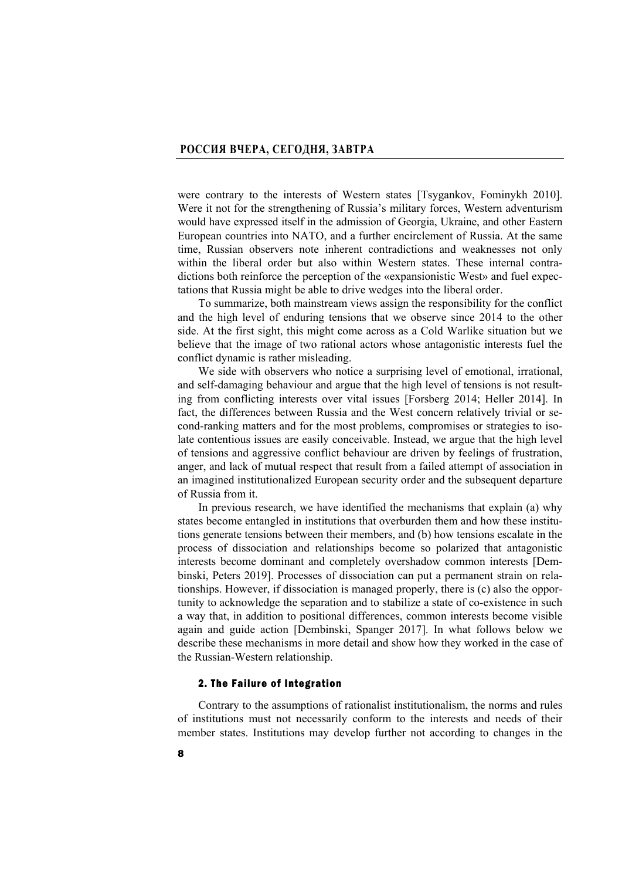were contrary to the interests of Western states [Tsygankov, Fominykh 2010]. Were it not for the strengthening of Russia's military forces, Western adventurism would have expressed itself in the admission of Georgia, Ukraine, and other Eastern European countries into NATO, and a further encirclement of Russia. At the same time, Russian observers note inherent contradictions and weaknesses not only within the liberal order but also within Western states. These internal contradictions both reinforce the perception of the «expansionistic West» and fuel expectations that Russia might be able to drive wedges into the liberal order.

To summarize, both mainstream views assign the responsibility for the conflict and the high level of enduring tensions that we observe since 2014 to the other side. At the first sight, this might come across as a Cold Warlike situation but we believe that the image of two rational actors whose antagonistic interests fuel the conflict dynamic is rather misleading.

We side with observers who notice a surprising level of emotional, irrational, and self-damaging behaviour and argue that the high level of tensions is not resulting from conflicting interests over vital issues [Forsberg 2014; Heller 2014]. In fact, the differences between Russia and the West concern relatively trivial or second-ranking matters and for the most problems, compromises or strategies to isolate contentious issues are easily conceivable. Instead, we argue that the high level of tensions and aggressive conflict behaviour are driven by feelings of frustration, anger, and lack of mutual respect that result from a failed attempt of association in an imagined institutionalized European security order and the subsequent departure of Russia from it.

In previous research, we have identified the mechanisms that explain (a) why states become entangled in institutions that overburden them and how these institutions generate tensions between their members, and (b) how tensions escalate in the process of dissociation and relationships become so polarized that antagonistic interests become dominant and completely overshadow common interests [Dembinski, Peters 2019]. Processes of dissociation can put a permanent strain on relationships. However, if dissociation is managed properly, there is (c) also the opportunity to acknowledge the separation and to stabilize a state of co-existence in such a way that, in addition to positional differences, common interests become visible again and guide action [Dembinski, Spanger 2017]. In what follows below we describe these mechanisms in more detail and show how they worked in the case of the Russian-Western relationship.

## 2. The Failure of Integration

Contrary to the assumptions of rationalist institutionalism, the norms and rules of institutions must not necessarily conform to the interests and needs of their member states. Institutions may develop further not according to changes in the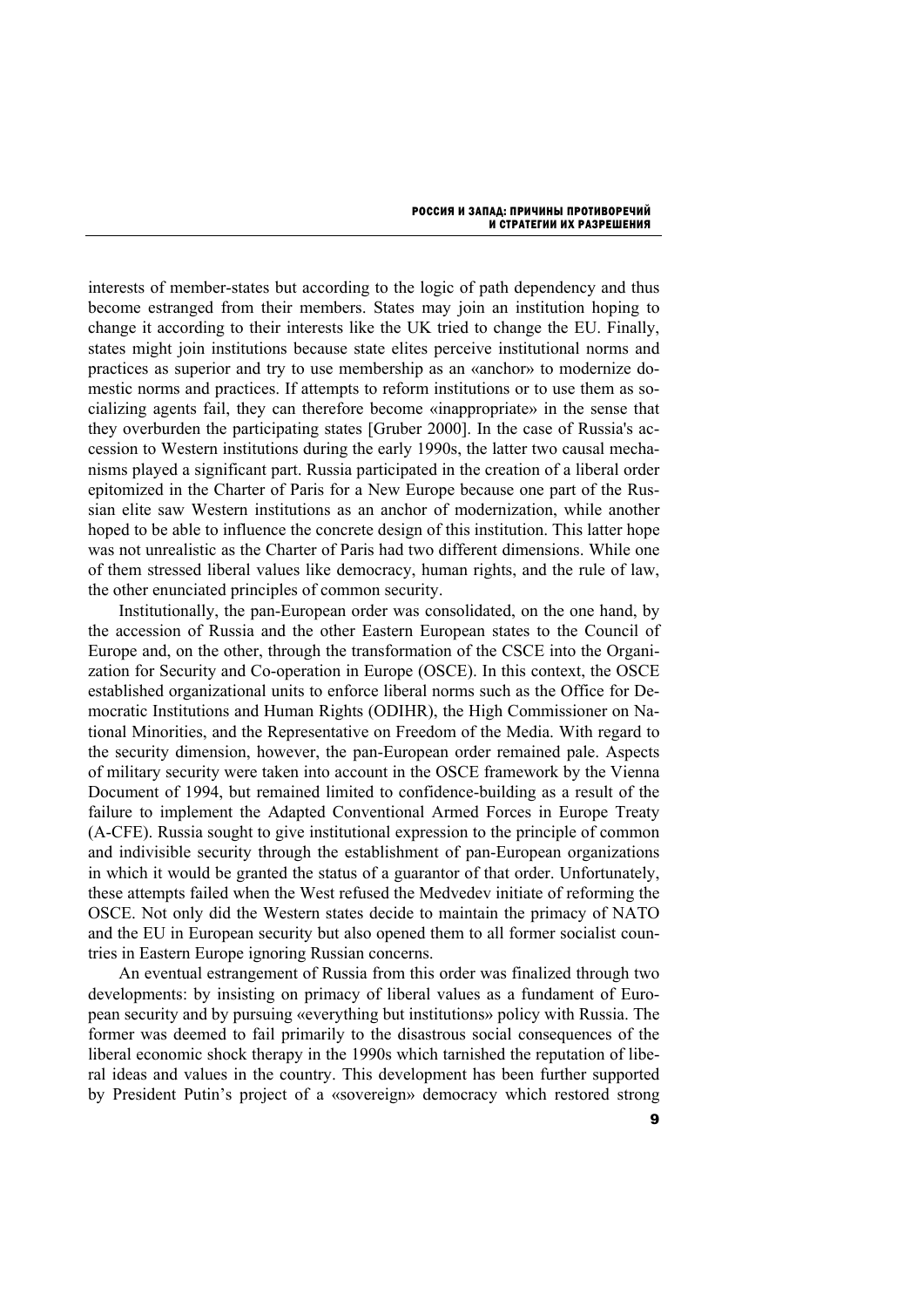interests of member-states but according to the logic of path dependency and thus become estranged from their members. States may join an institution hoping to change it according to their interests like the UK tried to change the EU. Finally, states might join institutions because state elites perceive institutional norms and practices as superior and try to use membership as an «anchor» to modernize domestic norms and practices. If attempts to reform institutions or to use them as socializing agents fail, they can therefore become «inappropriate» in the sense that they overburden the participating states [Gruber 2000]. In the case of Russia's accession to Western institutions during the early 1990s, the latter two causal mechanisms played a significant part. Russia participated in the creation of a liberal order epitomized in the Charter of Paris for a New Europe because one part of the Russian elite saw Western institutions as an anchor of modernization, while another hoped to be able to influence the concrete design of this institution. This latter hope was not unrealistic as the Charter of Paris had two different dimensions. While one of them stressed liberal values like democracy, human rights, and the rule of law, the other enunciated principles of common security.

Institutionally, the pan-European order was consolidated, on the one hand, by the accession of Russia and the other Eastern European states to the Council of Europe and, on the other, through the transformation of the CSCE into the Organization for Security and Co-operation in Europe (OSCE). In this context, the OSCE established organizational units to enforce liberal norms such as the Office for Democratic Institutions and Human Rights (ODIHR), the High Commissioner on National Minorities, and the Representative on Freedom of the Media. With regard to the security dimension, however, the pan-European order remained pale. Aspects of military security were taken into account in the OSCE framework by the Vienna Document of 1994, but remained limited to confidence-building as a result of the failure to implement the Adapted Conventional Armed Forces in Europe Treaty (A-CFE). Russia sought to give institutional expression to the principle of common and indivisible security through the establishment of pan-European organizations in which it would be granted the status of a guarantor of that order. Unfortunately, these attempts failed when the West refused the Medvedev initiate of reforming the OSCE. Not only did the Western states decide to maintain the primacy of NATO and the EU in European security but also opened them to all former socialist countries in Eastern Europe ignoring Russian concerns.

An eventual estrangement of Russia from this order was finalized through two developments: by insisting on primacy of liberal values as a fundament of European security and by pursuing «everything but institutions» policy with Russia. The former was deemed to fail primarily to the disastrous social consequences of the liberal economic shock therapy in the 1990s which tarnished the reputation of liberal ideas and values in the country. This development has been further supported by President Putin's project of a «sovereign» democracy which restored strong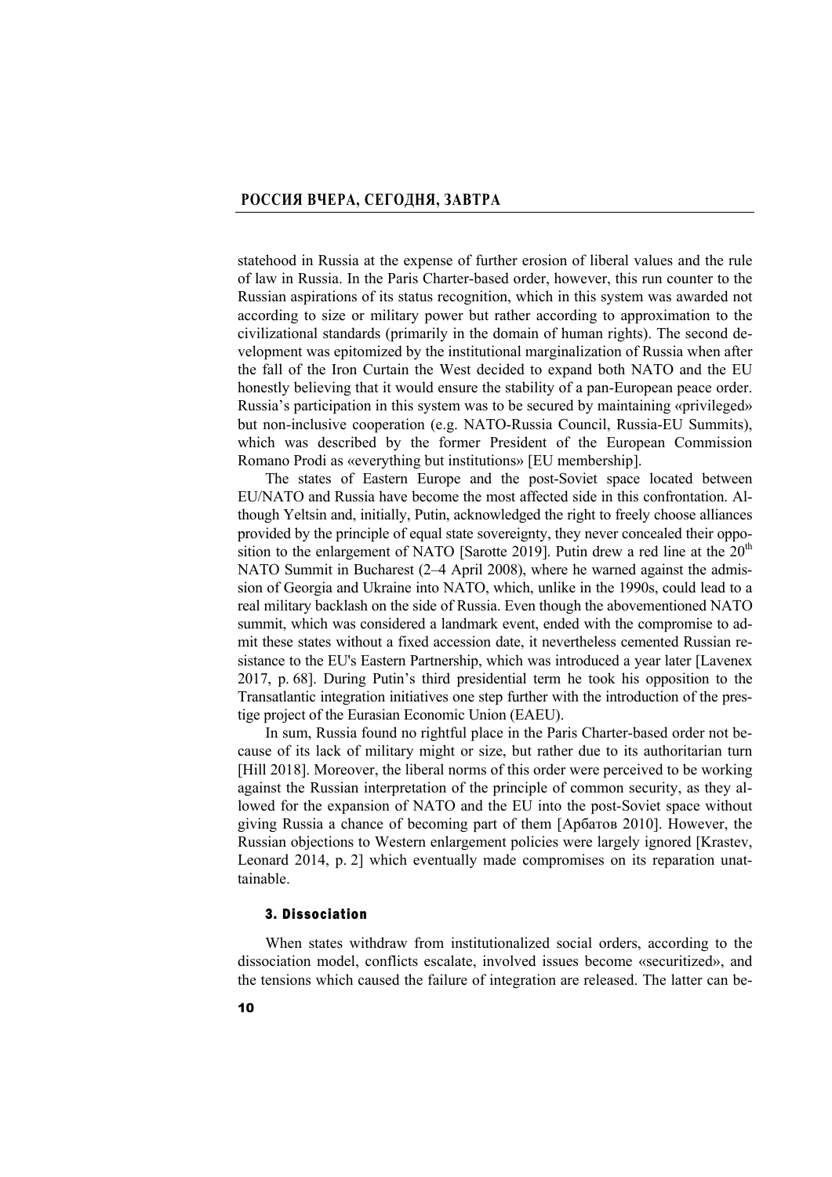statehood in Russia at the expense of further erosion of liberal values and the rule of law in Russia. In the Paris Charter-based order, however, this run counter to the Russian aspirations of its status recognition, which in this system was awarded not according to size or military power but rather according to approximation to the civilizational standards (primarily in the domain of human rights). The second development was epitomized by the institutional marginalization of Russia when after the fall of the Iron Curtain the West decided to expand both NATO and the EU honestly believing that it would ensure the stability of a pan-European peace order. Russia's participation in this system was to be secured by maintaining «privileged» but non-inclusive cooperation (e.g. NATO-Russia Council, Russia-EU Summits), which was described by the former President of the European Commission Romano Prodi as «everything but institutions» [EU membership].

The states of Eastern Europe and the post-Soviet space located between EU/NATO and Russia have become the most affected side in this confrontation. Although Yeltsin and, initially, Putin, acknowledged the right to freely choose alliances provided by the principle of equal state sovereignty, they never concealed their opposition to the enlargement of NATO [Sarotte 2019]. Putin drew a red line at the 20th NATO Summit in Bucharest (2–4 April 2008), where he warned against the admission of Georgia and Ukraine into NATO, which, unlike in the 1990s, could lead to a real military backlash on the side of Russia. Even though the abovementioned NATO summit, which was considered a landmark event, ended with the compromise to admit these states without a fixed accession date, it nevertheless cemented Russian resistance to the EU's Eastern Partnership, which was introduced a year later [Lavenex 2017, p. 68]. During Putin's third presidential term he took his opposition to the Transatlantic integration initiatives one step further with the introduction of the prestige project of the Eurasian Economic Union (EAEU).

In sum, Russia found no rightful place in the Paris Charter-based order not because of its lack of military might or size, but rather due to its authoritarian turn [Hill 2018]. Moreover, the liberal norms of this order were perceived to be working against the Russian interpretation of the principle of common security, as they allowed for the expansion of NATO and the EU into the post-Soviet space without giving Russia a chance of becoming part of them [Арбатов 2010]. However, the Russian objections to Western enlargement policies were largely ignored [Krastev, Leonard 2014, p. 2] which eventually made compromises on its reparation unattainable.

### 3. Dissociation

When states withdraw from institutionalized social orders, according to the dissociation model, conflicts escalate, involved issues become «securitized», and the tensions which caused the failure of integration are released. The latter can be-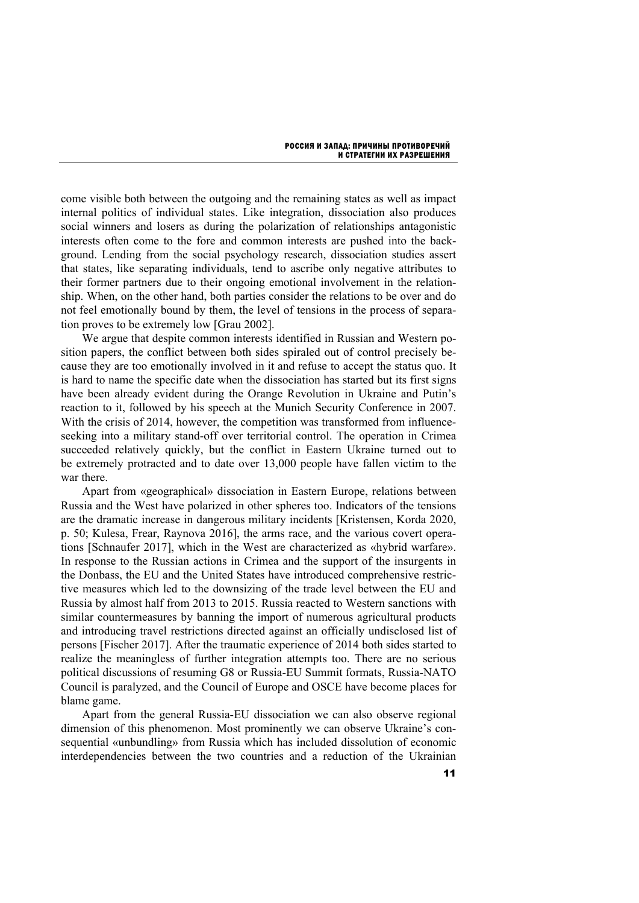come visible both between the outgoing and the remaining states as well as impact internal politics of individual states. Like integration, dissociation also produces social winners and losers as during the polarization of relationships antagonistic interests often come to the fore and common interests are pushed into the background. Lending from the social psychology research, dissociation studies assert that states, like separating individuals, tend to ascribe only negative attributes to their former partners due to their ongoing emotional involvement in the relationship. When, on the other hand, both parties consider the relations to be over and do not feel emotionally bound by them, the level of tensions in the process of separation proves to be extremely low [Grau 2002].

We argue that despite common interests identified in Russian and Western position papers, the conflict between both sides spiraled out of control precisely because they are too emotionally involved in it and refuse to accept the status quo. It is hard to name the specific date when the dissociation has started but its first signs have been already evident during the Orange Revolution in Ukraine and Putin's reaction to it, followed by his speech at the Munich Security Conference in 2007. With the crisis of 2014, however, the competition was transformed from influence-seeking into a military stand-off over territorial control. The operation in Crimea succeeded relatively quickly, but the conflict in Eastern Ukraine turned out to be extremely protracted and to date over 13,000 people have fallen victim to the war there.

Apart from «geographical» dissociation in Eastern Europe, relations between Russia and the West have polarized in other spheres too. Indicators of the tensions are the dramatic increase in dangerous military incidents [Kristensen, Korda 2020, p. 50; Kulesa, Frear, Raynova 2016], the arms race, and the various covert operations [Schnaufer 2017], which in the West are characterized as «hybrid warfare». In response to the Russian actions in Crimea and the support of the insurgents in the Donbass, the EU and the United States have introduced comprehensive restrictive measures which led to the downsizing of the trade level between the EU and Russia by almost half from 2013 to 2015. Russia reacted to Western sanctions with similar countermeasures by banning the import of numerous agricultural products and introducing travel restrictions directed against an officially undisclosed list of persons [Fischer 2017]. After the traumatic experience of 2014 both sides started to realize the meaningless of further integration attempts too. There are no serious political discussions of resuming G8 or Russia-EU Summit formats, Russia-NATO Council is paralyzed, and the Council of Europe and OSCE have become places for blame game.

Apart from the general Russia-EU dissociation we can also observe regional dimension of this phenomenon. Most prominently we can observe Ukraine's consequential «unbundling» from Russia which has included dissolution of economic interdependencies between the two countries and a reduction of the Ukrainian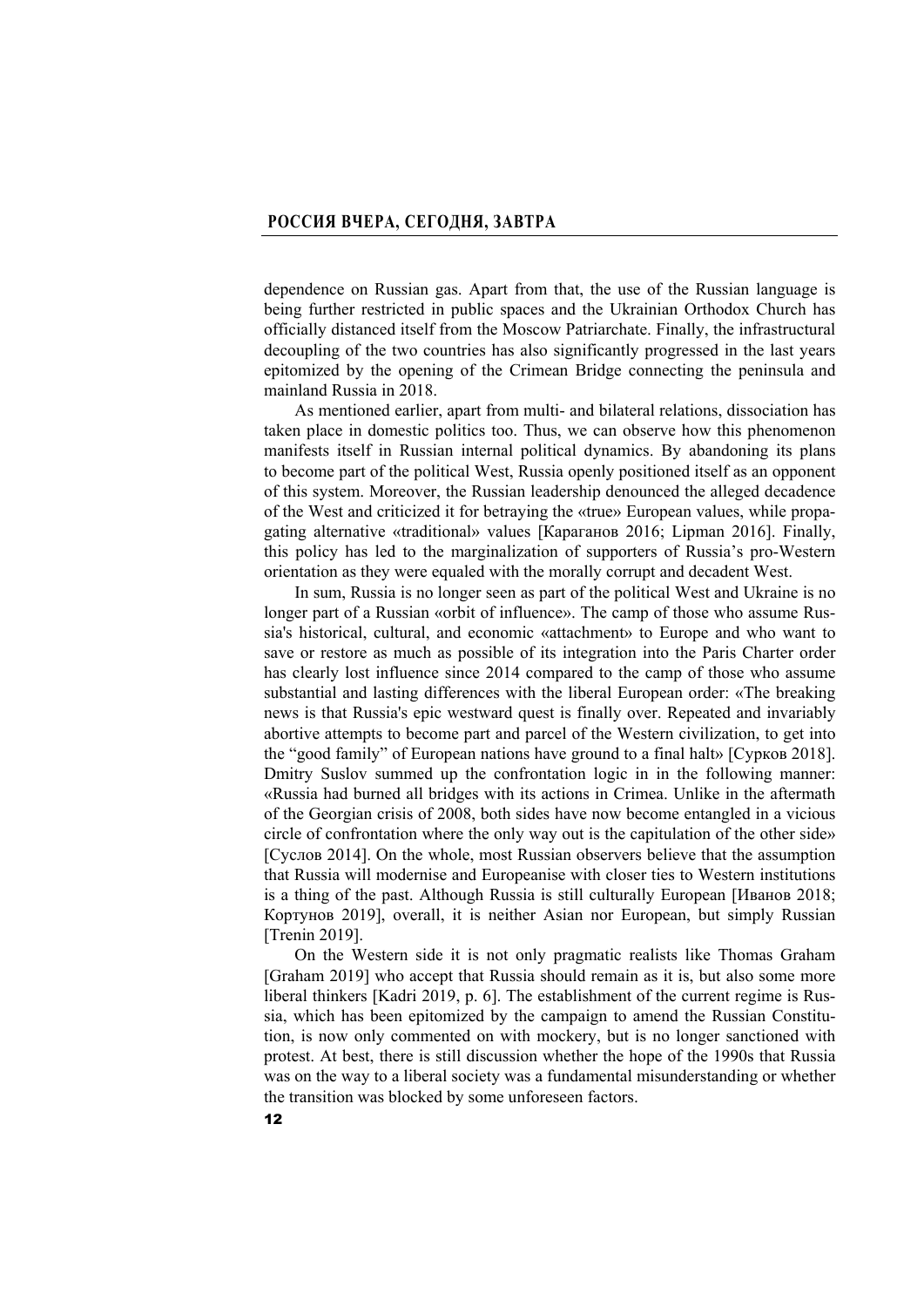dependence on Russian gas. Apart from that, the use of the Russian language is being further restricted in public spaces and the Ukrainian Orthodox Church has officially distanced itself from the Moscow Patriarchate. Finally, the infrastructural decoupling of the two countries has also significantly progressed in the last years epitomized by the opening of the Crimean Bridge connecting the peninsula and mainland Russia in 2018.

As mentioned earlier, apart from multi- and bilateral relations, dissociation has taken place in domestic politics too. Thus, we can observe how this phenomenon manifests itself in Russian internal political dynamics. By abandoning its plans to become part of the political West, Russia openly positioned itself as an opponent of this system. Moreover, the Russian leadership denounced the alleged decadence of the West and criticized it for betraying the «true» European values, while propagating alternative «traditional» values [Караганов 2016; Lipman 2016]. Finally, this policy has led to the marginalization of supporters of Russia's pro-Western orientation as they were equaled with the morally corrupt and decadent West.

In sum, Russia is no longer seen as part of the political West and Ukraine is no longer part of a Russian «orbit of influence». The camp of those who assume Russia's historical, cultural, and economic «attachment» to Europe and who want to save or restore as much as possible of its integration into the Paris Charter order has clearly lost influence since 2014 compared to the camp of those who assume substantial and lasting differences with the liberal European order: «The breaking news is that Russia's epic westward quest is finally over. Repeated and invariably abortive attempts to become part and parcel of the Western civilization, to get into the "good family" of European nations have ground to a final halt» [Сурков 2018]. Dmitry Suslov summed up the confrontation logic in in the following manner: «Russia had burned all bridges with its actions in Crimea. Unlike in the aftermath of the Georgian crisis of 2008, both sides have now become entangled in a vicious circle of confrontation where the only way out is the capitulation of the other side» [Суслов 2014]. On the whole, most Russian observers believe that the assumption that Russia will modernise and Europeanise with closer ties to Western institutions is a thing of the past. Although Russia is still culturally European [Иванов 2018; Кортунов 2019], overall, it is neither Asian nor European, but simply Russian [Trenin 2019].

On the Western side it is not only pragmatic realists like Thomas Graham [Graham 2019] who accept that Russia should remain as it is, but also some more liberal thinkers [Kadri 2019, p. 6]. The establishment of the current regime is Russia, which has been epitomized by the campaign to amend the Russian Constitution, is now only commented on with mockery, but is no longer sanctioned with protest. At best, there is still discussion whether the hope of the 1990s that Russia was on the way to a liberal society was a fundamental misunderstanding or whether the transition was blocked by some unforeseen factors.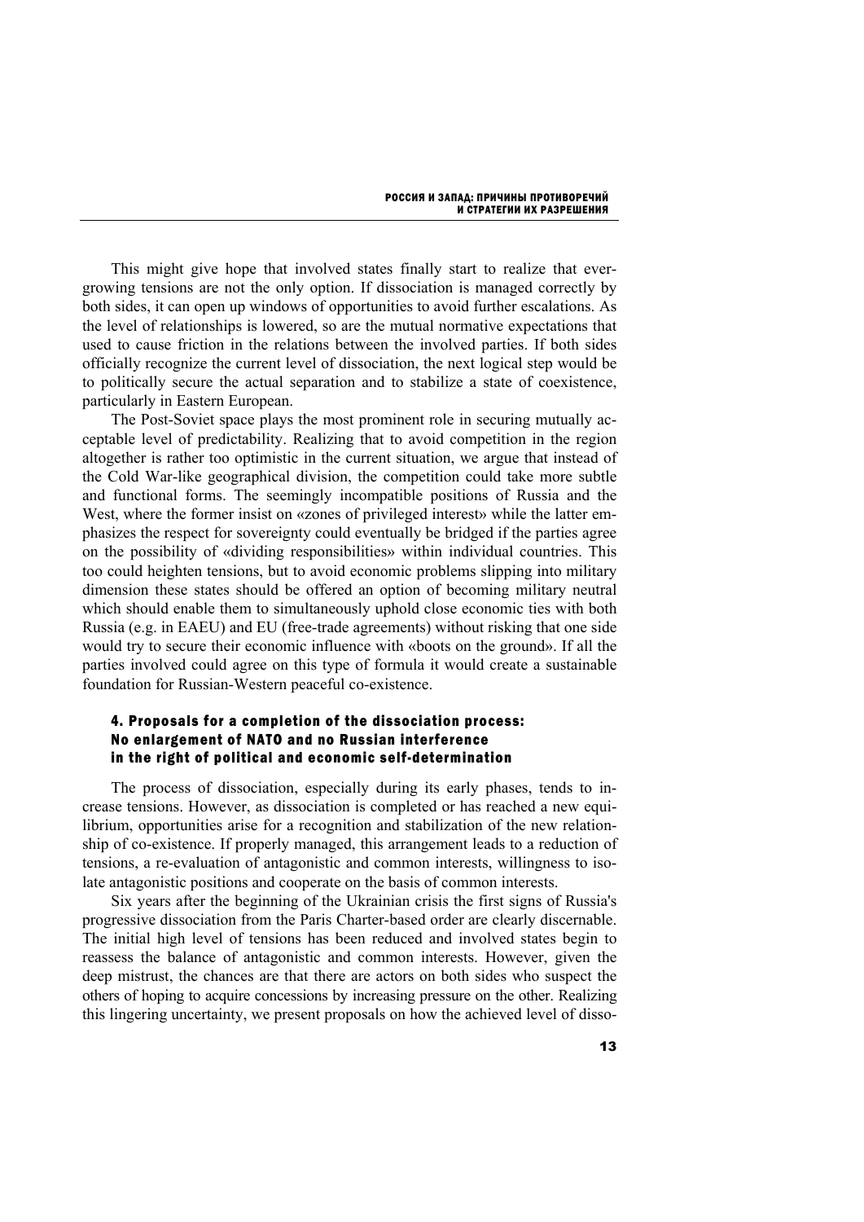This might give hope that involved states finally start to realize that ever-growing tensions are not the only option. If dissociation is managed correctly by both sides, it can open up windows of opportunities to avoid further escalations. As the level of relationships is lowered, so are the mutual normative expectations that used to cause friction in the relations between the involved parties. If both sides officially recognize the current level of dissociation, the next logical step would be to politically secure the actual separation and to stabilize a state of coexistence, particularly in Eastern European.

The Post-Soviet space plays the most prominent role in securing mutually acceptable level of predictability. Realizing that to avoid competition in the region altogether is rather too optimistic in the current situation, we argue that instead of the Cold War-like geographical division, the competition could take more subtle and functional forms. The seemingly incompatible positions of Russia and the West, where the former insist on «zones of privileged interest» while the latter emphasizes the respect for sovereignty could eventually be bridged if the parties agree on the possibility of «dividing responsibilities» within individual countries. This too could heighten tensions, but to avoid economic problems slipping into military dimension these states should be offered an option of becoming military neutral which should enable them to simultaneously uphold close economic ties with both Russia (e.g. in EAEU) and EU (free-trade agreements) without risking that one side would try to secure their economic influence with «boots on the ground». If all the parties involved could agree on this type of formula it would create a sustainable foundation for Russian-Western peaceful co-existence.

## 4. Proposals for a completion of the dissociation process: No enlargement of NATO and no Russian interference in the right of political and economic self-determination

The process of dissociation, especially during its early phases, tends to increase tensions. However, as dissociation is completed or has reached a new equilibrium, opportunities arise for a recognition and stabilization of the new relationship of co-existence. If properly managed, this arrangement leads to a reduction of tensions, a re-evaluation of antagonistic and common interests, willingness to isolate antagonistic positions and cooperate on the basis of common interests.

Six years after the beginning of the Ukrainian crisis the first signs of Russia's progressive dissociation from the Paris Charter-based order are clearly discernable. The initial high level of tensions has been reduced and involved states begin to reassess the balance of antagonistic and common interests. However, given the deep mistrust, the chances are that there are actors on both sides who suspect the others of hoping to acquire concessions by increasing pressure on the other. Realizing this lingering uncertainty, we present proposals on how the achieved level of disso-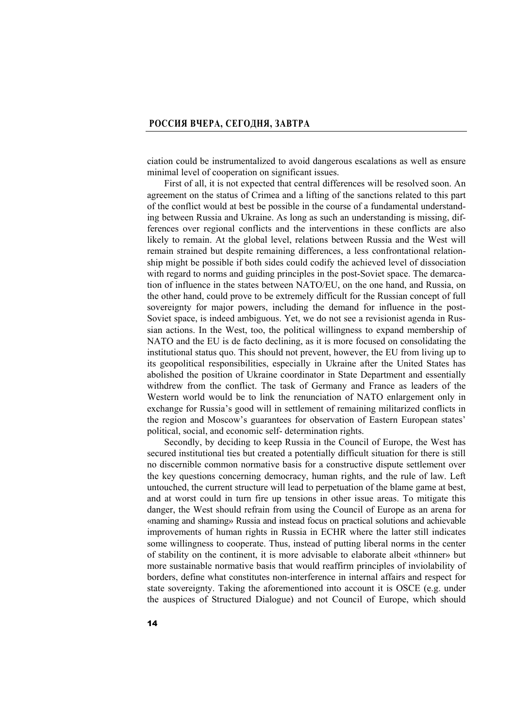ciation could be instrumentalized to avoid dangerous escalations as well as ensure minimal level of cooperation on significant issues.

First of all, it is not expected that central differences will be resolved soon. An agreement on the status of Crimea and a lifting of the sanctions related to this part of the conflict would at best be possible in the course of a fundamental understanding between Russia and Ukraine. As long as such an understanding is missing, differences over regional conflicts and the interventions in these conflicts are also likely to remain. At the global level, relations between Russia and the West will remain strained but despite remaining differences, a less confrontational relationship might be possible if both sides could codify the achieved level of dissociation with regard to norms and guiding principles in the post-Soviet space. The demarcation of influence in the states between NATO/EU, on the one hand, and Russia, on the other hand, could prove to be extremely difficult for the Russian concept of full sovereignty for major powers, including the demand for influence in the post-Soviet space, is indeed ambiguous. Yet, we do not see a revisionist agenda in Russian actions. In the West, too, the political willingness to expand membership of NATO and the EU is de facto declining, as it is more focused on consolidating the institutional status quo. This should not prevent, however, the EU from living up to its geopolitical responsibilities, especially in Ukraine after the United States has abolished the position of Ukraine coordinator in State Department and essentially withdrew from the conflict. The task of Germany and France as leaders of the Western world would be to link the renunciation of NATO enlargement only in exchange for Russia's good will in settlement of remaining militarized conflicts in the region and Moscow's guarantees for observation of Eastern European states' political, social, and economic self- determination rights.

Secondly, by deciding to keep Russia in the Council of Europe, the West has secured institutional ties but created a potentially difficult situation for there is still no discernible common normative basis for a constructive dispute settlement over the key questions concerning democracy, human rights, and the rule of law. Left untouched, the current structure will lead to perpetuation of the blame game at best, and at worst could in turn fire up tensions in other issue areas. To mitigate this danger, the West should refrain from using the Council of Europe as an arena for «naming and shaming» Russia and instead focus on practical solutions and achievable improvements of human rights in Russia in ECHR where the latter still indicates some willingness to cooperate. Thus, instead of putting liberal norms in the center of stability on the continent, it is more advisable to elaborate albeit «thinner» but more sustainable normative basis that would reaffirm principles of inviolability of borders, define what constitutes non-interference in internal affairs and respect for state sovereignty. Taking the aforementioned into account it is OSCE (e.g. under the auspices of Structured Dialogue) and not Council of Europe, which should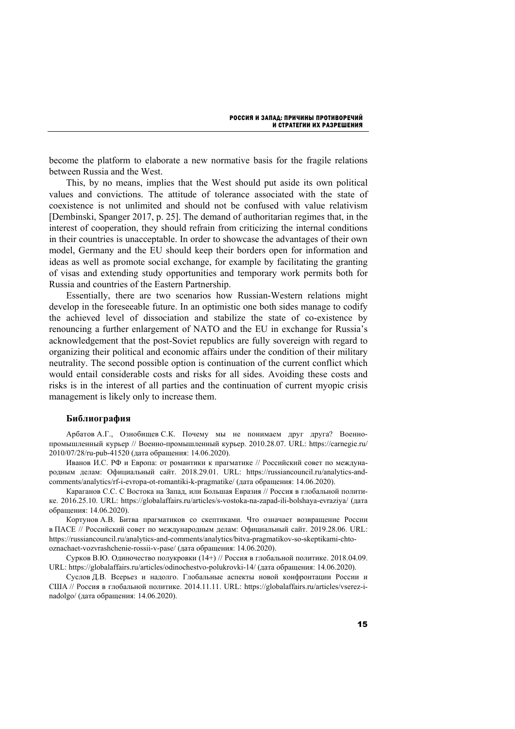become the platform to elaborate a new normative basis for the fragile relations between Russia and the West.

This, by no means, implies that the West should put aside its own political values and convictions. The attitude of tolerance associated with the state of coexistence is not unlimited and should not be confused with value relativism [Dembinski, Spanger 2017, p. 25]. The demand of authoritarian regimes that, in the interest of cooperation, they should refrain from criticizing the internal conditions in their countries is unacceptable. In order to showcase the advantages of their own model, Germany and the EU should keep their borders open for information and ideas as well as promote social exchange, for example by facilitating the granting of visas and extending study opportunities and temporary work permits both for Russia and countries of the Eastern Partnership.

Essentially, there are two scenarios how Russian-Western relations might develop in the foreseeable future. In an optimistic one both sides manage to codify the achieved level of dissociation and stabilize the state of co-existence by renouncing a further enlargement of NATO and the EU in exchange for Russia's acknowledgement that the post-Soviet republics are fully sovereign with regard to organizing their political and economic affairs under the condition of their military neutrality. The second possible option is continuation of the current conflict which would entail considerable costs and risks for all sides. Avoiding these costs and risks is in the interest of all parties and the continuation of current myopic crisis management is likely only to increase them.

### Библиография

Арбатов А.Г., Ознобищев С.К. Почему мы не понимаем друг друга? Военно-промышленный курьер // Военно-промышленный курьер. 2010.28.07. URL: https://carnegie.ru/2010/07/28/ru-pub-41520 (дата обращения: 14.06.2020).

Иванов И.С. РФ и Европа: от романтики к прагматике // Российский совет по международным делам: Официальный сайт. 2018.29.01. URL: https://russiancouncil.ru/analytics-and-comments/analytics/rf-i-evropa-ot-romantiki-k-pragmatike/ (дата обращения: 14.06.2020).

Караганов С.С. С Востока на Запад, или Большая Евразия // Россия в глобальной политике. 2016.25.10. URL: https://globalaffairs.ru/articles/s-vostoka-na-zapad-ili-bolshaya-evraziya/ (дата обращения: 14.06.2020).

Кортунов А.В. Битва прагматиков со скептиками. Что означает возвращение России в ПАСЕ // Российский совет по международным делам: Официальный сайт. 2019.28.06. URL: https://russiancouncil.ru/analytics-and-comments/analytics/bitva-pragmatikov-so-skeptikami-chto-oznachaet-vozvrashchenie-rossii-v-pase/ (дата обращения: 14.06.2020).

Сурков В.Ю. Одиночество полукровки (14+) // Россия в глобальной политике. 2018.04.09. URL: https://globalaffairs.ru/articles/odinochestvo-polukrovki-14/ (дата обращения: 14.06.2020).

Суслов Д.В. Всерьез и надолго. Глобальные аспекты новой конфронтации России и США // Россия в глобальной политике. 2014.11.11. URL: https://globalaffairs.ru/articles/vserez-i-nadolgo/ (дата обращения: 14.06.2020).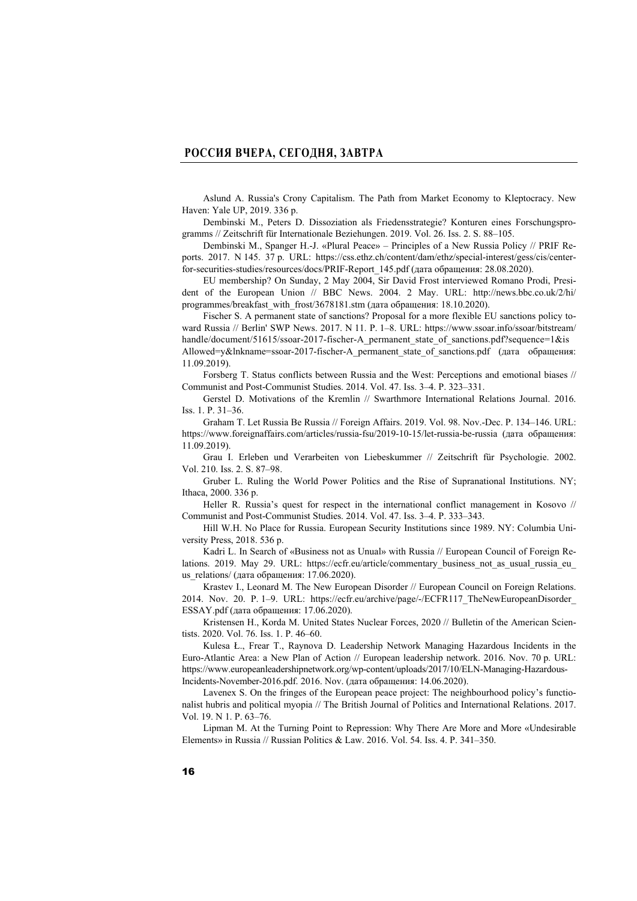Aslund A. Russia's Crony Capitalism. The Path from Market Economy to Kleptocracy. New Haven: Yale UP, 2019. 336 p.

Dembinski M., Peters D. Dissoziation als Friedensstrategie? Konturen eines Forschungsprogramms // Zeitschrift für Internationale Beziehungen. 2019. Vol. 26. Iss. 2. S. 88–105.

Dembinski M., Spanger H.-J. «Plural Peace» – Principles of a New Russia Policy // PRIF Reports. 2017. N 145. 37 p. URL: https://css.ethz.ch/content/dam/ethz/special-interest/gess/cis/center-for-securities-studies/resources/docs/PRIF-Report_145.pdf (дата обращения: 28.08.2020).

EU membership? On Sunday, 2 May 2004, Sir David Frost interviewed Romano Prodi, President of the European Union // BBC News. 2004. 2 May. URL: http://news.bbc.co.uk/2/hi/programmes/breakfast_with_frost/3678181.stm (дата обращения: 18.10.2020).

Fischer S. A permanent state of sanctions? Proposal for a more flexible EU sanctions policy toward Russia // Berlin' SWP News. 2017. N 11. P. 1–8. URL: https://www.ssoar.info/ssoar/bitstream/handle/document/51615/ssoar-2017-fischer-A_permanent_state_of_sanctions.pdf?sequence=1&isAllowed=y&lnkname=ssoar-2017-fischer-A_permanent_state_of_sanctions.pdf (дата обращения: 11.09.2019).

Forsberg T. Status conflicts between Russia and the West: Perceptions and emotional biases // Communist and Post-Communist Studies. 2014. Vol. 47. Iss. 3–4. P. 323–331.

Gerstel D. Motivations of the Kremlin // Swarthmore International Relations Journal. 2016. Iss. 1. P. 31–36.

Graham T. Let Russia Be Russia // Foreign Affairs. 2019. Vol. 98. Nov.-Dec. P. 134–146. URL: https://www.foreignaffairs.com/articles/russia-fsu/2019-10-15/let-russia-be-russia (дата обращения: 11.09.2019).

Grau I. Erleben und Verarbeiten von Liebeskummer // Zeitschrift für Psychologie. 2002. Vol. 210. Iss. 2. S. 87–98.

Gruber L. Ruling the World Power Politics and the Rise of Supranational Institutions. NY; Ithaca, 2000. 336 p.

Heller R. Russia's quest for respect in the international conflict management in Kosovo // Communist and Post-Communist Studies. 2014. Vol. 47. Iss. 3–4. P. 333–343.

Hill W.H. No Place for Russia. European Security Institutions since 1989. NY: Columbia University Press, 2018. 536 p.

Kadri L. In Search of «Business not as Unual» with Russia // European Council of Foreign Relations. 2019. May 29. URL: https://ecfr.eu/article/commentary_business_not_as_usual_russia_eu_us_relations/ (дата обращения: 17.06.2020).

Krastev I., Leonard M. The New European Disorder // European Council on Foreign Relations. 2014. Nov. 20. P. 1–9. URL: https://ecfr.eu/archive/page/-/ECFR117_TheNewEuropeanDisorder_ESSAY.pdf (дата обращения: 17.06.2020).

Kristensen H., Korda M. United States Nuclear Forces, 2020 // Bulletin of the American Scientists. 2020. Vol. 76. Iss. 1. P. 46–60.

Kulesa Ł., Frear T., Raynova D. Leadership Network Managing Hazardous Incidents in the Euro-Atlantic Area: a New Plan of Action // European leadership network. 2016. Nov. 70 p. URL: https://www.europeanleadershipnetwork.org/wp-content/uploads/2017/10/ELN-Managing-Hazardous-Incidents-November-2016.pdf. 2016. Nov. (дата обращения: 14.06.2020).

Lavenex S. On the fringes of the European peace project: The neighbourhood policy's functionalist hubris and political myopia // The British Journal of Politics and International Relations. 2017. Vol. 19. N 1. P. 63–76.

Lipman M. At the Turning Point to Repression: Why There Are More and More «Undesirable Elements» in Russia // Russian Politics & Law. 2016. Vol. 54. Iss. 4. P. 341–350.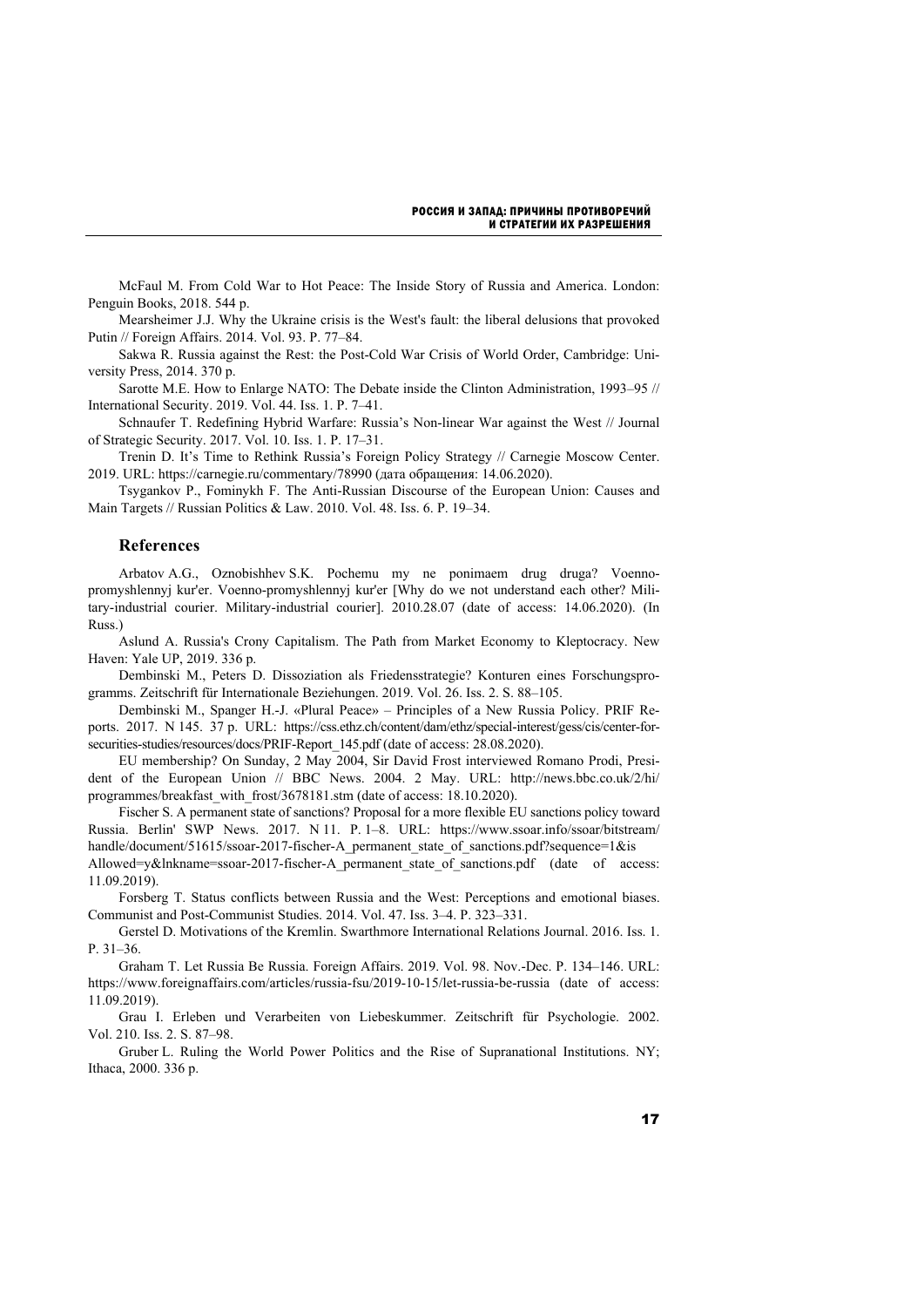McFaul M. From Cold War to Hot Peace: The Inside Story of Russia and America. London: Penguin Books, 2018. 544 p.

Mearsheimer J.J. Why the Ukraine crisis is the West's fault: the liberal delusions that provoked Putin // Foreign Affairs. 2014. Vol. 93. P. 77–84.

Sakwa R. Russia against the Rest: the Post-Cold War Crisis of World Order, Cambridge: University Press, 2014. 370 p.

Sarotte M.E. How to Enlarge NATO: The Debate inside the Clinton Administration, 1993–95 // International Security. 2019. Vol. 44. Iss. 1. P. 7–41.

Schnaufer T. Redefining Hybrid Warfare: Russia's Non-linear War against the West // Journal of Strategic Security. 2017. Vol. 10. Iss. 1. P. 17–31.

Trenin D. It's Time to Rethink Russia's Foreign Policy Strategy // Carnegie Moscow Center. 2019. URL: https://carnegie.ru/commentary/78990 (дата обращения: 14.06.2020).

Tsygankov P., Fominykh F. The Anti-Russian Discourse of the European Union: Causes and Main Targets // Russian Politics & Law. 2010. Vol. 48. Iss. 6. P. 19–34.

## References

Arbatov A.G., Oznobishhev S.K. Pochemu my ne ponimaem drug druga? Voenno-promyshlennyj kur'er. Voenno-promyshlennyj kur'er [Why do we not understand each other? Military-industrial courier. Military-industrial courier]. 2010.28.07 (date of access: 14.06.2020). (In Russ.)

Aslund A. Russia's Crony Capitalism. The Path from Market Economy to Kleptocracy. New Haven: Yale UP, 2019. 336 p.

Dembinski M., Peters D. Dissoziation als Friedensstrategie? Konturen eines Forschungsprogramms. Zeitschrift für Internationale Beziehungen. 2019. Vol. 26. Iss. 2. S. 88–105.

Dembinski M., Spanger H.-J. «Plural Peace» – Principles of a New Russia Policy. PRIF Reports. 2017. N 145. 37 p. URL: https://css.ethz.ch/content/dam/ethz/special-interest/gess/cis/center-for-securities-studies/resources/docs/PRIF-Report_145.pdf (date of access: 28.08.2020).

EU membership? On Sunday, 2 May 2004, Sir David Frost interviewed Romano Prodi, President of the European Union // BBC News. 2004. 2 May. URL: http://news.bbc.co.uk/2/hi/programmes/breakfast_with_frost/3678181.stm (date of access: 18.10.2020).

Fischer S. A permanent state of sanctions? Proposal for a more flexible EU sanctions policy toward Russia. Berlin' SWP News. 2017. N 11. P. 1–8. URL: https://www.ssoar.info/ssoar/bitstream/handle/document/51615/ssoar-2017-fischer-A_permanent_state_of_sanctions.pdf?sequence=1&isAllowed=y&lnkname=ssoar-2017-fischer-A_permanent_state_of_sanctions.pdf (date of access: 11.09.2019).

Forsberg T. Status conflicts between Russia and the West: Perceptions and emotional biases. Communist and Post-Communist Studies. 2014. Vol. 47. Iss. 3–4. P. 323–331.

Gerstel D. Motivations of the Kremlin. Swarthmore International Relations Journal. 2016. Iss. 1. P. 31–36.

Graham T. Let Russia Be Russia. Foreign Affairs. 2019. Vol. 98. Nov.-Dec. P. 134–146. URL: https://www.foreignaffairs.com/articles/russia-fsu/2019-10-15/let-russia-be-russia (date of access: 11.09.2019).

Grau I. Erleben und Verarbeiten von Liebeskummer. Zeitschrift für Psychologie. 2002. Vol. 210. Iss. 2. S. 87–98.

Gruber L. Ruling the World Power Politics and the Rise of Supranational Institutions. NY; Ithaca, 2000. 336 p.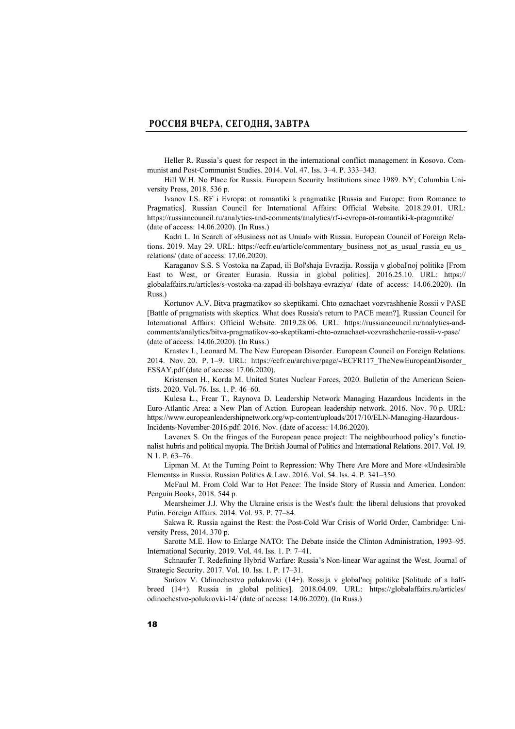Heller R. Russia's quest for respect in the international conflict management in Kosovo. Communist and Post-Communist Studies. 2014. Vol. 47. Iss. 3–4. P. 333–343.

Hill W.H. No Place for Russia. European Security Institutions since 1989. NY; Columbia University Press, 2018. 536 p.

Ivanov I.S. RF i Evropa: ot romantiki k pragmatike [Russia and Europe: from Romance to Pragmatics]. Russian Council for International Affairs: Official Website. 2018.29.01. URL: https://russiancouncil.ru/analytics-and-comments/analytics/rf-i-evropa-ot-romantiki-k-pragmatike/ (date of access: 14.06.2020). (In Russ.)

Kadri L. In Search of «Business not as Unual» with Russia. European Council of Foreign Relations. 2019. May 29. URL: https://ecfr.eu/article/commentary_business_not_as_usual_russia_eu_us_relations/ (date of access: 17.06.2020).

Karaganov S.S. S Vostoka na Zapad, ili Bol'shaja Evrazija. Rossija v global'noj politike [From East to West, or Greater Eurasia. Russia in global politics]. 2016.25.10. URL: https://globalaffairs.ru/articles/s-vostoka-na-zapad-ili-bolshaya-evraziya/ (date of access: 14.06.2020). (In Russ.)

Kortunov A.V. Bitva pragmatikov so skeptikami. Chto oznachaet vozvrashhenie Rossii v PASE [Battle of pragmatists with skeptics. What does Russia's return to PACE mean?]. Russian Council for International Affairs: Official Website. 2019.28.06. URL: https://russiancouncil.ru/analytics-and-comments/analytics/bitva-pragmatikov-so-skeptikami-chto-oznachaet-vozvrashchenie-rossii-v-pase/ (date of access: 14.06.2020). (In Russ.)

Krastev I., Leonard M. The New European Disorder. European Council on Foreign Relations. 2014. Nov. 20. P. 1–9. URL: https://ecfr.eu/archive/page/-/ECFR117_TheNewEuropeanDisorder_ESSAY.pdf (date of access: 17.06.2020).

Kristensen H., Korda M. United States Nuclear Forces, 2020. Bulletin of the American Scientists. 2020. Vol. 76. Iss. 1. P. 46–60.

Kulesa Ł., Frear T., Raynova D. Leadership Network Managing Hazardous Incidents in the Euro-Atlantic Area: a New Plan of Action. European leadership network. 2016. Nov. 70 p. URL: https://www.europeanleadershipnetwork.org/wp-content/uploads/2017/10/ELN-Managing-Hazardous-Incidents-November-2016.pdf. 2016. Nov. (date of access: 14.06.2020).

Lavenex S. On the fringes of the European peace project: The neighbourhood policy's functionalist hubris and political myopia. The British Journal of Politics and International Relations. 2017. Vol. 19. N 1. P. 63–76.

Lipman M. At the Turning Point to Repression: Why There Are More and More «Undesirable Elements» in Russia. Russian Politics & Law. 2016. Vol. 54. Iss. 4. P. 341–350.

McFaul M. From Cold War to Hot Peace: The Inside Story of Russia and America. London: Penguin Books, 2018. 544 p.

Mearsheimer J.J. Why the Ukraine crisis is the West's fault: the liberal delusions that provoked Putin. Foreign Affairs. 2014. Vol. 93. P. 77–84.

Sakwa R. Russia against the Rest: the Post-Cold War Crisis of World Order, Cambridge: University Press, 2014. 370 p.

Sarotte M.E. How to Enlarge NATO: The Debate inside the Clinton Administration, 1993–95. International Security. 2019. Vol. 44. Iss. 1. P. 7–41.

Schnaufer T. Redefining Hybrid Warfare: Russia's Non-linear War against the West. Journal of Strategic Security. 2017. Vol. 10. Iss. 1. P. 17–31.

Surkov V. Odinochestvo polukrovki (14+). Rossija v global'noj politike [Solitude of a half-breed (14+). Russia in global politics]. 2018.04.09. URL: https://globalaffairs.ru/articles/odinochestvo-polukrovki-14/ (date of access: 14.06.2020). (In Russ.)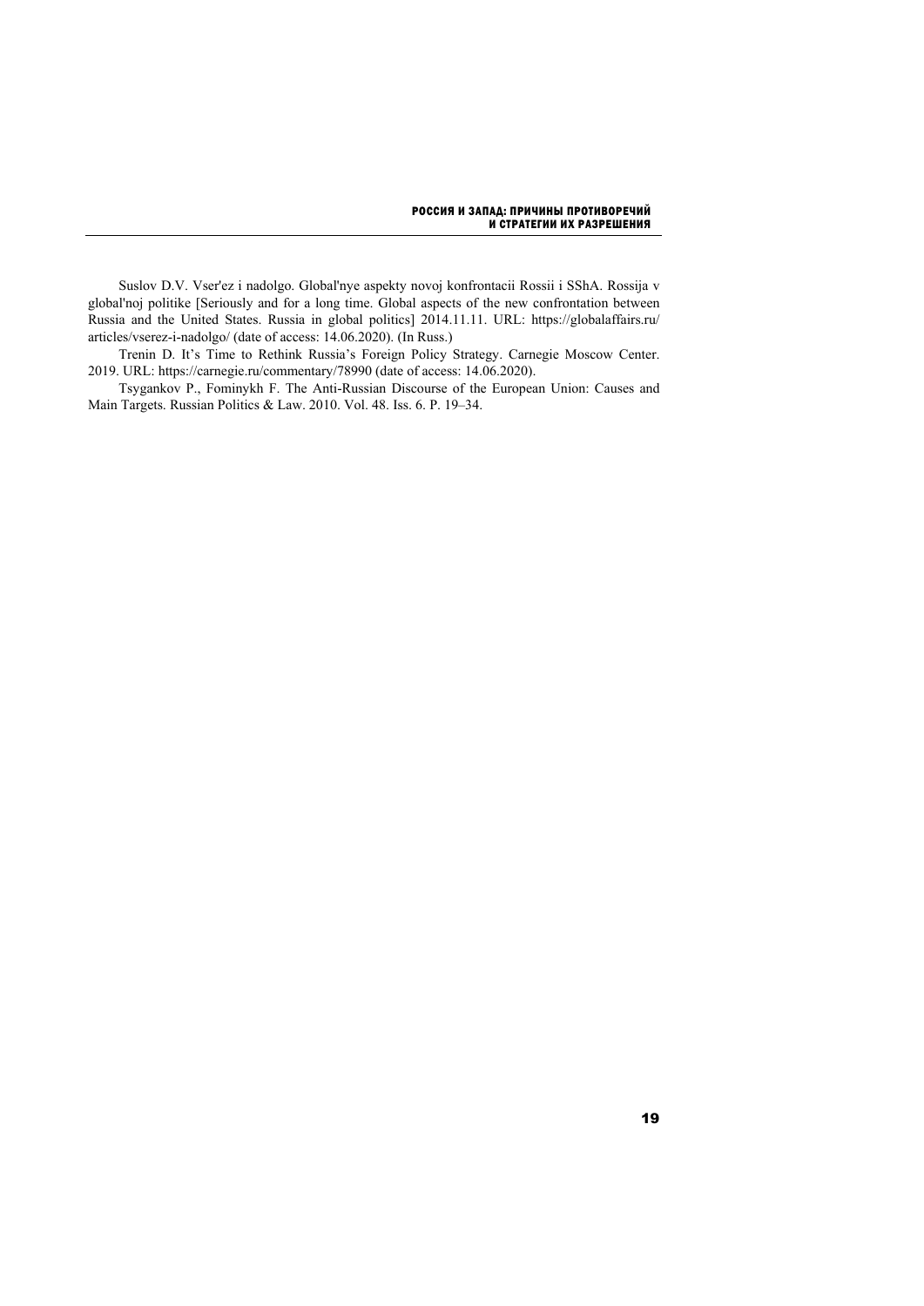Suslov D.V. Vser'ez i nadolgo. Global'nye aspekty novoj konfrontacii Rossii i SShA. Rossija v global'noj politike [Seriously and for a long time. Global aspects of the new confrontation between Russia and the United States. Russia in global politics] 2014.11.11. URL: https://globalaffairs.ru/articles/vserez-i-nadolgo/ (date of access: 14.06.2020). (In Russ.)

Trenin D. It's Time to Rethink Russia's Foreign Policy Strategy. Carnegie Moscow Center. 2019. URL: https://carnegie.ru/commentary/78990 (date of access: 14.06.2020).

Tsygankov P., Fominykh F. The Anti-Russian Discourse of the European Union: Causes and Main Targets. Russian Politics & Law. 2010. Vol. 48. Iss. 6. P. 19–34.